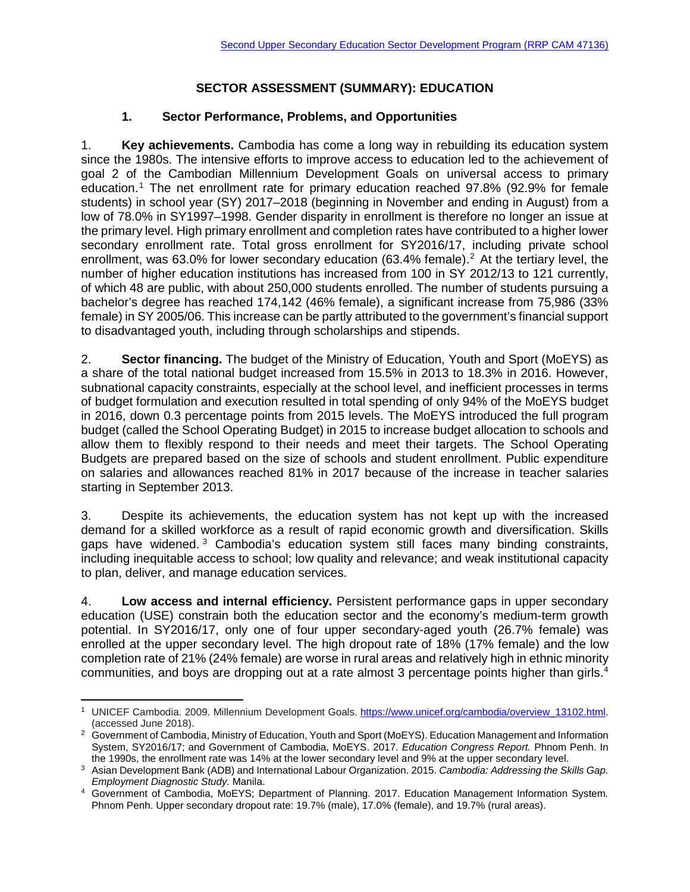Second Upper Secondary Education Sector Development Program (RRP CAM 47136)

# SECTOR ASSESSMENT (SUMMARY): EDUCATION

## 1. Sector Performance, Problems, and Opportunities

1. **Key achievements.** Cambodia has come a long way in rebuilding its education system since the 1980s. The intensive efforts to improve access to education led to the achievement of goal 2 of the Cambodian Millennium Development Goals on universal access to primary education.[1] The net enrollment rate for primary education reached 97.8% (92.9% for female students) in school year (SY) 2017–2018 (beginning in November and ending in August) from a low of 78.0% in SY1997–1998. Gender disparity in enrollment is therefore no longer an issue at the primary level. High primary enrollment and completion rates have contributed to a higher lower secondary enrollment rate. Total gross enrollment for SY2016/17, including private school enrollment, was 63.0% for lower secondary education (63.4% female).[2] At the tertiary level, the number of higher education institutions has increased from 100 in SY 2012/13 to 121 currently, of which 48 are public, with about 250,000 students enrolled. The number of students pursuing a bachelor's degree has reached 174,142 (46% female), a significant increase from 75,986 (33% female) in SY 2005/06. This increase can be partly attributed to the government's financial support to disadvantaged youth, including through scholarships and stipends.

2. **Sector financing.** The budget of the Ministry of Education, Youth and Sport (MoEYS) as a share of the total national budget increased from 15.5% in 2013 to 18.3% in 2016. However, subnational capacity constraints, especially at the school level, and inefficient processes in terms of budget formulation and execution resulted in total spending of only 94% of the MoEYS budget in 2016, down 0.3 percentage points from 2015 levels. The MoEYS introduced the full program budget (called the School Operating Budget) in 2015 to increase budget allocation to schools and allow them to flexibly respond to their needs and meet their targets. The School Operating Budgets are prepared based on the size of schools and student enrollment. Public expenditure on salaries and allowances reached 81% in 2017 because of the increase in teacher salaries starting in September 2013.

3. Despite its achievements, the education system has not kept up with the increased demand for a skilled workforce as a result of rapid economic growth and diversification. Skills gaps have widened.[3] Cambodia's education system still faces many binding constraints, including inequitable access to school; low quality and relevance; and weak institutional capacity to plan, deliver, and manage education services.

4. **Low access and internal efficiency.** Persistent performance gaps in upper secondary education (USE) constrain both the education sector and the economy's medium-term growth potential. In SY2016/17, only one of four upper secondary-aged youth (26.7% female) was enrolled at the upper secondary level. The high dropout rate of 18% (17% female) and the low completion rate of 21% (24% female) are worse in rural areas and relatively high in ethnic minority communities, and boys are dropping out at a rate almost 3 percentage points higher than girls.[4]

---

[1] UNICEF Cambodia. 2009. Millennium Development Goals. https://www.unicef.org/cambodia/overview_13102.html. (accessed June 2018).

[2] Government of Cambodia, Ministry of Education, Youth and Sport (MoEYS). Education Management and Information System, SY2016/17; and Government of Cambodia, MoEYS. 2017. *Education Congress Report.* Phnom Penh. In the 1990s, the enrollment rate was 14% at the lower secondary level and 9% at the upper secondary level.

[3] Asian Development Bank (ADB) and International Labour Organization. 2015. *Cambodia: Addressing the Skills Gap. Employment Diagnostic Study.* Manila.

[4] Government of Cambodia, MoEYS; Department of Planning. 2017. Education Management Information System. Phnom Penh. Upper secondary dropout rate: 19.7% (male), 17.0% (female), and 19.7% (rural areas).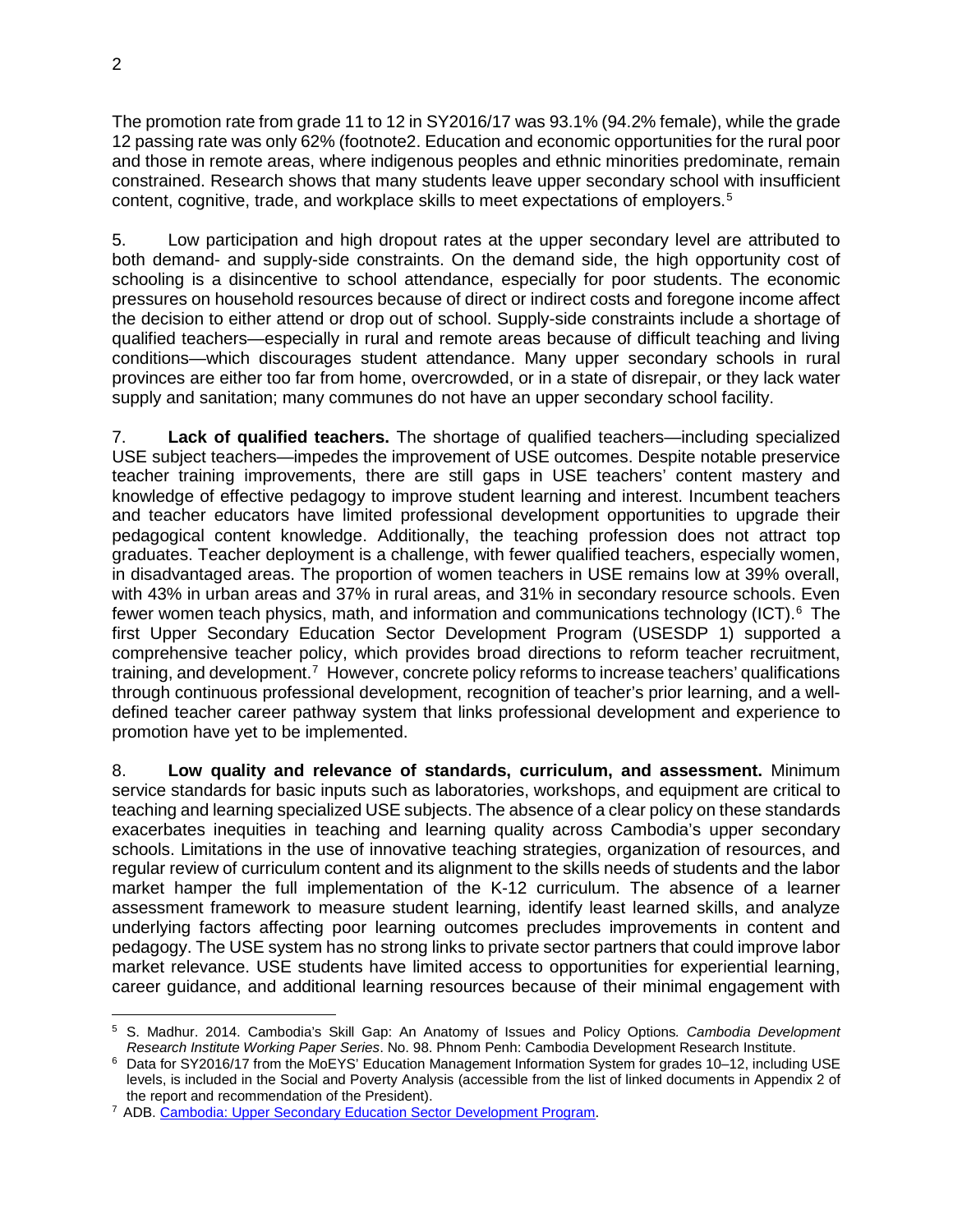The promotion rate from grade 11 to 12 in SY2016/17 was 93.1% (94.2% female), while the grade 12 passing rate was only 62% (footnote2. Education and economic opportunities for the rural poor and those in remote areas, where indigenous peoples and ethnic minorities predominate, remain constrained. Research shows that many students leave upper secondary school with insufficient content, cognitive, trade, and workplace skills to meet expectations of employers.[5]

5. Low participation and high dropout rates at the upper secondary level are attributed to both demand- and supply-side constraints. On the demand side, the high opportunity cost of schooling is a disincentive to school attendance, especially for poor students. The economic pressures on household resources because of direct or indirect costs and foregone income affect the decision to either attend or drop out of school. Supply-side constraints include a shortage of qualified teachers—especially in rural and remote areas because of difficult teaching and living conditions—which discourages student attendance. Many upper secondary schools in rural provinces are either too far from home, overcrowded, or in a state of disrepair, or they lack water supply and sanitation; many communes do not have an upper secondary school facility.

7. **Lack of qualified teachers.** The shortage of qualified teachers—including specialized USE subject teachers—impedes the improvement of USE outcomes. Despite notable preservice teacher training improvements, there are still gaps in USE teachers' content mastery and knowledge of effective pedagogy to improve student learning and interest. Incumbent teachers and teacher educators have limited professional development opportunities to upgrade their pedagogical content knowledge. Additionally, the teaching profession does not attract top graduates. Teacher deployment is a challenge, with fewer qualified teachers, especially women, in disadvantaged areas. The proportion of women teachers in USE remains low at 39% overall, with 43% in urban areas and 37% in rural areas, and 31% in secondary resource schools. Even fewer women teach physics, math, and information and communications technology (ICT).[6] The first Upper Secondary Education Sector Development Program (USESDP 1) supported a comprehensive teacher policy, which provides broad directions to reform teacher recruitment, training, and development.[7] However, concrete policy reforms to increase teachers' qualifications through continuous professional development, recognition of teacher's prior learning, and a well-defined teacher career pathway system that links professional development and experience to promotion have yet to be implemented.

8. **Low quality and relevance of standards, curriculum, and assessment.** Minimum service standards for basic inputs such as laboratories, workshops, and equipment are critical to teaching and learning specialized USE subjects. The absence of a clear policy on these standards exacerbates inequities in teaching and learning quality across Cambodia's upper secondary schools. Limitations in the use of innovative teaching strategies, organization of resources, and regular review of curriculum content and its alignment to the skills needs of students and the labor market hamper the full implementation of the K-12 curriculum. The absence of a learner assessment framework to measure student learning, identify least learned skills, and analyze underlying factors affecting poor learning outcomes precludes improvements in content and pedagogy. The USE system has no strong links to private sector partners that could improve labor market relevance. USE students have limited access to opportunities for experiential learning, career guidance, and additional learning resources because of their minimal engagement with

---

[5] S. Madhur. 2014. Cambodia's Skill Gap: An Anatomy of Issues and Policy Options. *Cambodia Development Research Institute Working Paper Series*. No. 98. Phnom Penh: Cambodia Development Research Institute.

[6] Data for SY2016/17 from the MoEYS' Education Management Information System for grades 10–12, including USE levels, is included in the Social and Poverty Analysis (accessible from the list of linked documents in Appendix 2 of the report and recommendation of the President).

[7] ADB. Cambodia: Upper Secondary Education Sector Development Program.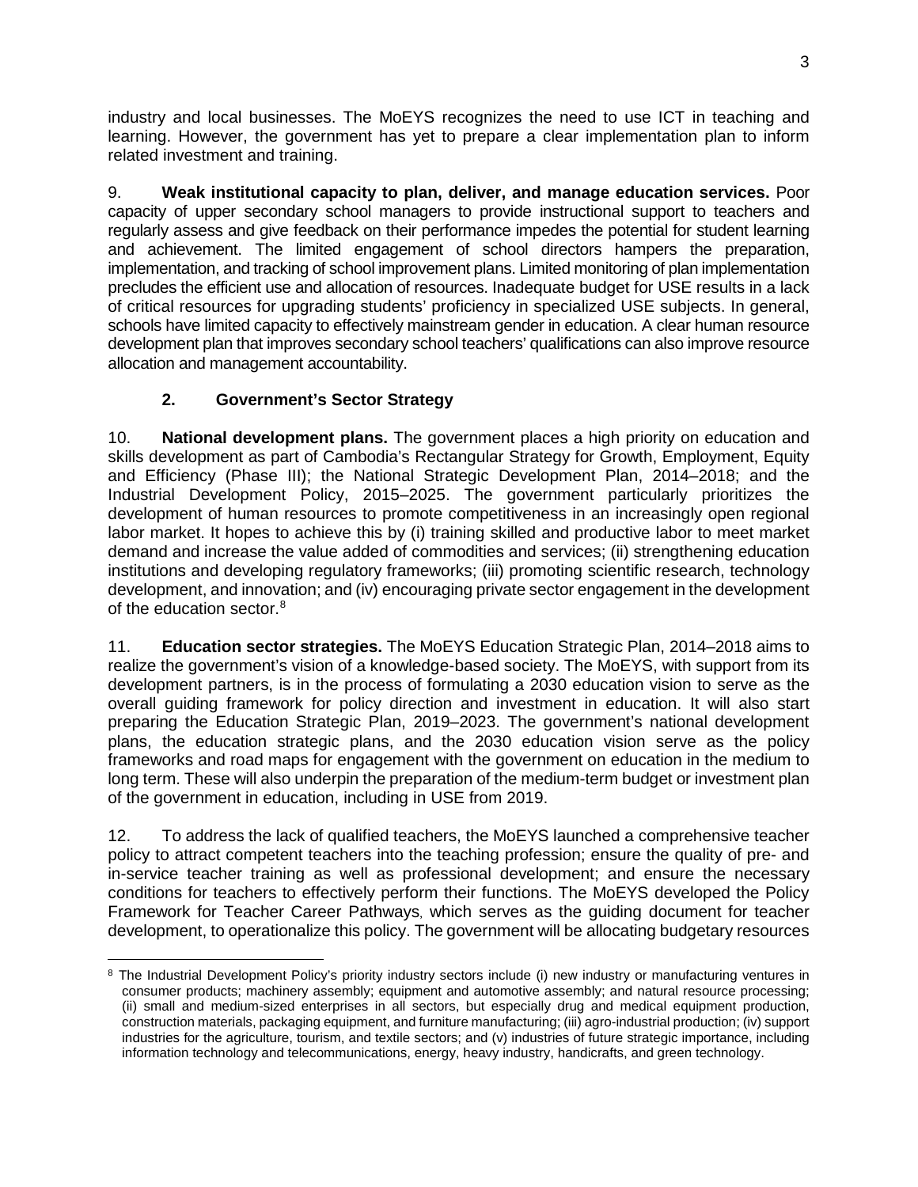industry and local businesses. The MoEYS recognizes the need to use ICT in teaching and learning. However, the government has yet to prepare a clear implementation plan to inform related investment and training.

9. **Weak institutional capacity to plan, deliver, and manage education services.** Poor capacity of upper secondary school managers to provide instructional support to teachers and regularly assess and give feedback on their performance impedes the potential for student learning and achievement. The limited engagement of school directors hampers the preparation, implementation, and tracking of school improvement plans. Limited monitoring of plan implementation precludes the efficient use and allocation of resources. Inadequate budget for USE results in a lack of critical resources for upgrading students' proficiency in specialized USE subjects. In general, schools have limited capacity to effectively mainstream gender in education. A clear human resource development plan that improves secondary school teachers' qualifications can also improve resource allocation and management accountability.

### 2. Government's Sector Strategy

10. **National development plans.** The government places a high priority on education and skills development as part of Cambodia's Rectangular Strategy for Growth, Employment, Equity and Efficiency (Phase III); the National Strategic Development Plan, 2014–2018; and the Industrial Development Policy, 2015–2025. The government particularly prioritizes the development of human resources to promote competitiveness in an increasingly open regional labor market. It hopes to achieve this by (i) training skilled and productive labor to meet market demand and increase the value added of commodities and services; (ii) strengthening education institutions and developing regulatory frameworks; (iii) promoting scientific research, technology development, and innovation; and (iv) encouraging private sector engagement in the development of the education sector.[8]

11. **Education sector strategies.** The MoEYS Education Strategic Plan, 2014–2018 aims to realize the government's vision of a knowledge-based society. The MoEYS, with support from its development partners, is in the process of formulating a 2030 education vision to serve as the overall guiding framework for policy direction and investment in education. It will also start preparing the Education Strategic Plan, 2019–2023. The government's national development plans, the education strategic plans, and the 2030 education vision serve as the policy frameworks and road maps for engagement with the government on education in the medium to long term. These will also underpin the preparation of the medium-term budget or investment plan of the government in education, including in USE from 2019.

12. To address the lack of qualified teachers, the MoEYS launched a comprehensive teacher policy to attract competent teachers into the teaching profession; ensure the quality of pre- and in-service teacher training as well as professional development; and ensure the necessary conditions for teachers to effectively perform their functions. The MoEYS developed the Policy Framework for Teacher Career Pathways, which serves as the guiding document for teacher development, to operationalize this policy. The government will be allocating budgetary resources

[8] The Industrial Development Policy's priority industry sectors include (i) new industry or manufacturing ventures in consumer products; machinery assembly; equipment and automotive assembly; and natural resource processing; (ii) small and medium-sized enterprises in all sectors, but especially drug and medical equipment production, construction materials, packaging equipment, and furniture manufacturing; (iii) agro-industrial production; (iv) support industries for the agriculture, tourism, and textile sectors; and (v) industries of future strategic importance, including information technology and telecommunications, energy, heavy industry, handicrafts, and green technology.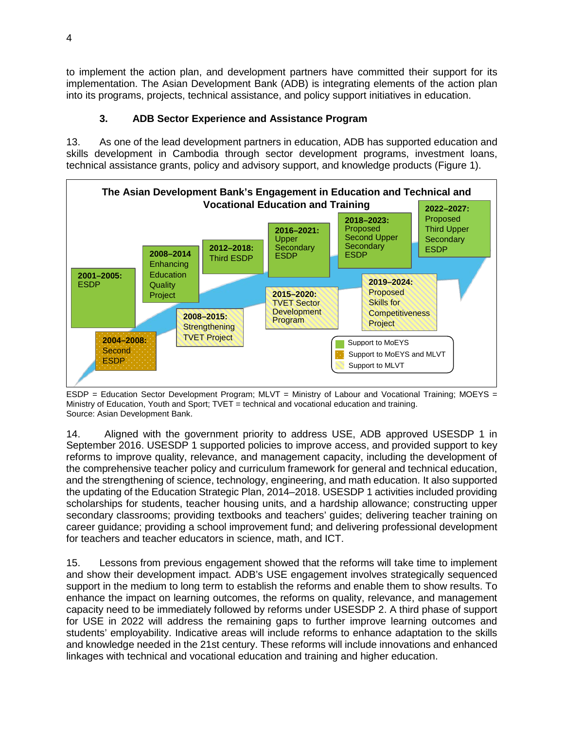to implement the action plan, and development partners have committed their support for its implementation. The Asian Development Bank (ADB) is integrating elements of the action plan into its programs, projects, technical assistance, and policy support initiatives in education.

### 3. ADB Sector Experience and Assistance Program

13. As one of the lead development partners in education, ADB has supported education and skills development in Cambodia through sector development programs, investment loans, technical assistance grants, policy and advisory support, and knowledge products (Figure 1).

**The Asian Development Bank's Engagement in Education and Technical and Vocational Education and Training**

- **2001–2005:** ESDP (Support to MoEYS)
- **2004–2008:** Second ESDP (Support to MoEYS and MLVT)
- **2008–2014** Enhancing Education Quality Project (Support to MoEYS)
- **2008–2015:** Strengthening TVET Project (Support to MLVT)
- **2012–2018:** Third ESDP (Support to MoEYS)
- **2015–2020:** TVET Sector Development Program (Support to MLVT)
- **2016–2021:** Upper Secondary ESDP (Support to MoEYS)
- **2018–2023:** Proposed Second Upper Secondary ESDP (Support to MoEYS)
- **2019–2024:** Proposed Skills for Competitiveness Project (Support to MLVT)
- **2022–2027:** Proposed Third Upper Secondary ESDP (Support to MoEYS)

Legend: Support to MoEYS; Support to MoEYS and MLVT; Support to MLVT

ESDP = Education Sector Development Program; MLVT = Ministry of Labour and Vocational Training; MOEYS = Ministry of Education, Youth and Sport; TVET = technical and vocational education and training.
Source: Asian Development Bank.

14. Aligned with the government priority to address USE, ADB approved USESDP 1 in September 2016. USESDP 1 supported policies to improve access, and provided support to key reforms to improve quality, relevance, and management capacity, including the development of the comprehensive teacher policy and curriculum framework for general and technical education, and the strengthening of science, technology, engineering, and math education. It also supported the updating of the Education Strategic Plan, 2014–2018. USESDP 1 activities included providing scholarships for students, teacher housing units, and a hardship allowance; constructing upper secondary classrooms; providing textbooks and teachers' guides; delivering teacher training on career guidance; providing a school improvement fund; and delivering professional development for teachers and teacher educators in science, math, and ICT.

15. Lessons from previous engagement showed that the reforms will take time to implement and show their development impact. ADB's USE engagement involves strategically sequenced support in the medium to long term to establish the reforms and enable them to show results. To enhance the impact on learning outcomes, the reforms on quality, relevance, and management capacity need to be immediately followed by reforms under USESDP 2. A third phase of support for USE in 2022 will address the remaining gaps to further improve learning outcomes and students' employability. Indicative areas will include reforms to enhance adaptation to the skills and knowledge needed in the 21st century. These reforms will include innovations and enhanced linkages with technical and vocational education and training and higher education.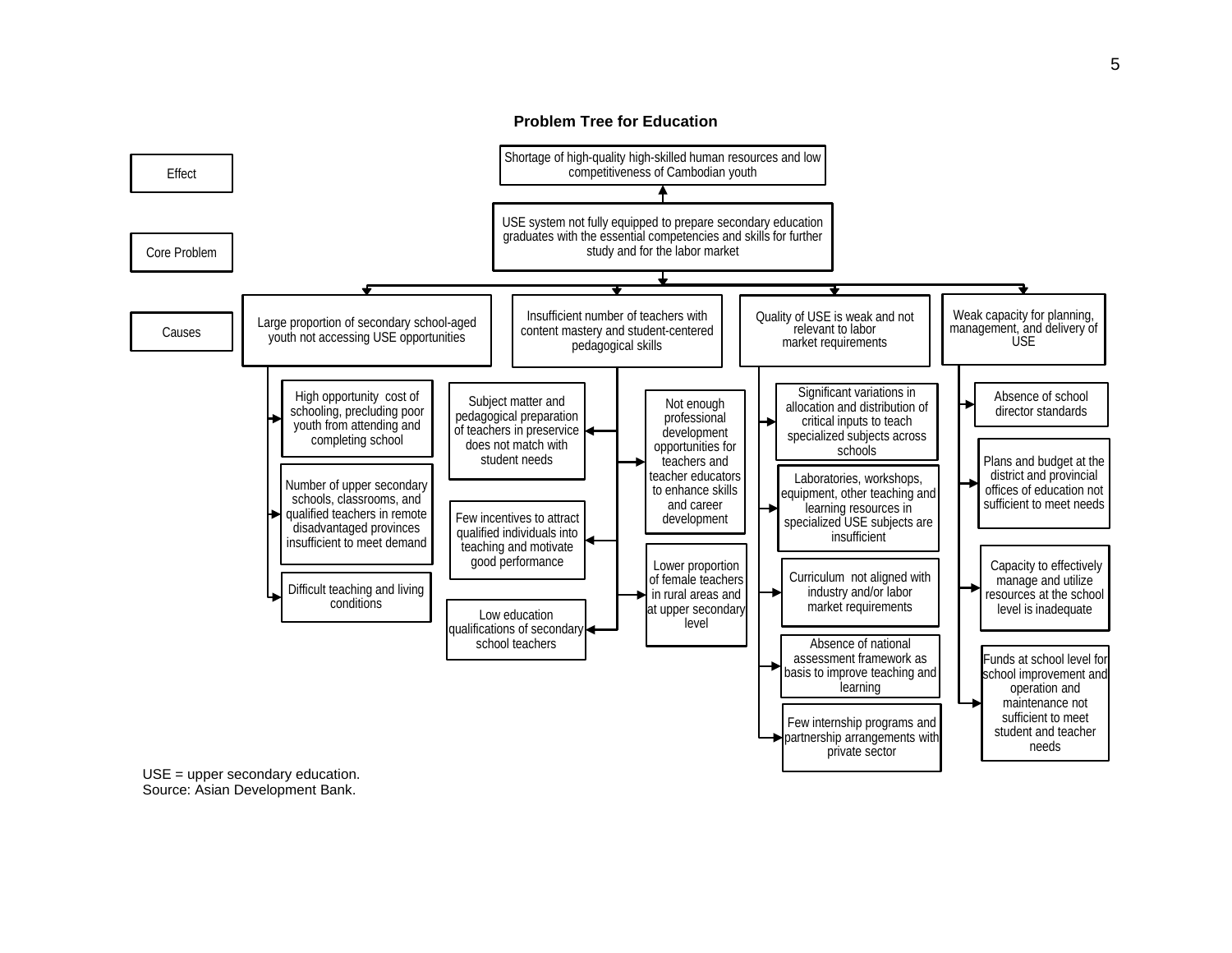**Problem Tree for Education**

Effect

Shortage of high-quality high-skilled human resources and low competitiveness of Cambodian youth

Core Problem

USE system not fully equipped to prepare secondary education graduates with the essential competencies and skills for further study and for the labor market

Causes

Large proportion of secondary school-aged youth not accessing USE opportunities

- High opportunity cost of schooling, precluding poor youth from attending and completing school
- Number of upper secondary schools, classrooms, and qualified teachers in remote disadvantaged provinces insufficient to meet demand
- Difficult teaching and living conditions

Insufficient number of teachers with content mastery and student-centered pedagogical skills

- Subject matter and pedagogical preparation of teachers in preservice does not match with student needs
- Few incentives to attract qualified individuals into teaching and motivate good performance
- Low education qualifications of secondary school teachers
- Not enough professional development opportunities for teachers and teacher educators to enhance skills and career development
- Lower proportion of female teachers in rural areas and at upper secondary level

Quality of USE is weak and not relevant to labor market requirements

- Significant variations in allocation and distribution of critical inputs to teach specialized subjects across schools
- Laboratories, workshops, equipment, other teaching and learning resources in specialized USE subjects are insufficient
- Curriculum not aligned with industry and/or labor market requirements
- Absence of national assessment framework as basis to improve teaching and learning
- Few internship programs and partnership arrangements with private sector

Weak capacity for planning, management, and delivery of USE

- Absence of school director standards
- Plans and budget at the district and provincial offices of education not sufficient to meet needs
- Capacity to effectively manage and utilize resources at the school level is inadequate
- Funds at school level for school improvement and operation and maintenance not sufficient to meet student and teacher needs

USE = upper secondary education.
Source: Asian Development Bank.